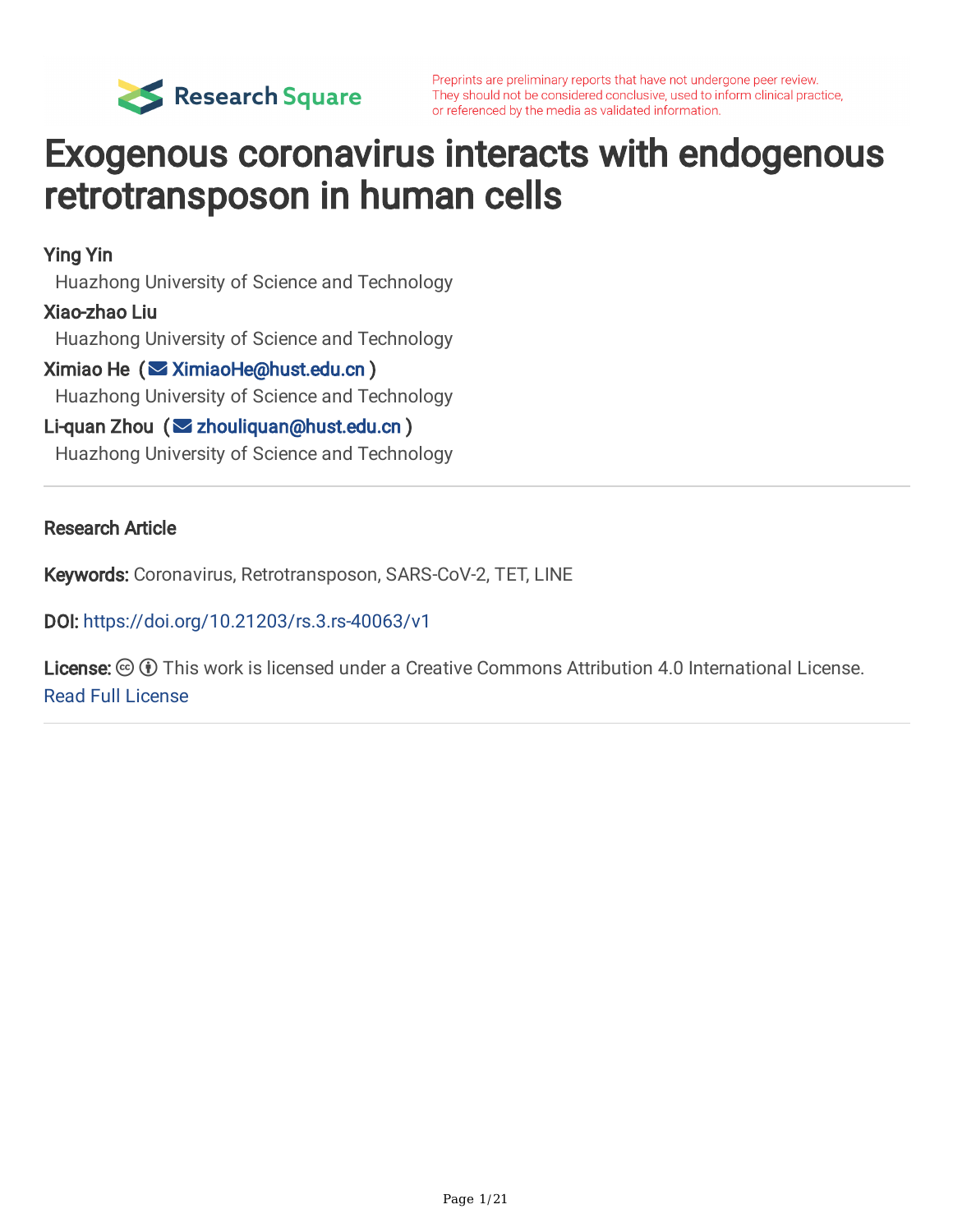Preprints are preliminary reports that have not undergone peer review. They should not be considered conclusive, used to inform clinical practice, or referenced by the media as validated information.

# Exogenous coronavirus interacts with endogenous retrotransposon in human cells

**Ying Yin**
Huazhong University of Science and Technology

**Xiao-zhao Liu**
Huazhong University of Science and Technology

**Ximiao He** ( XimiaoHe@hust.edu.cn )
Huazhong University of Science and Technology

**Li-quan Zhou** ( zhouliquan@hust.edu.cn )
Huazhong University of Science and Technology

---

**Research Article**

**Keywords:** Coronavirus, Retrotransposon, SARS-CoV-2, TET, LINE

**DOI:** https://doi.org/10.21203/rs.3.rs-40063/v1

**License:** This work is licensed under a Creative Commons Attribution 4.0 International License.
Read Full License

---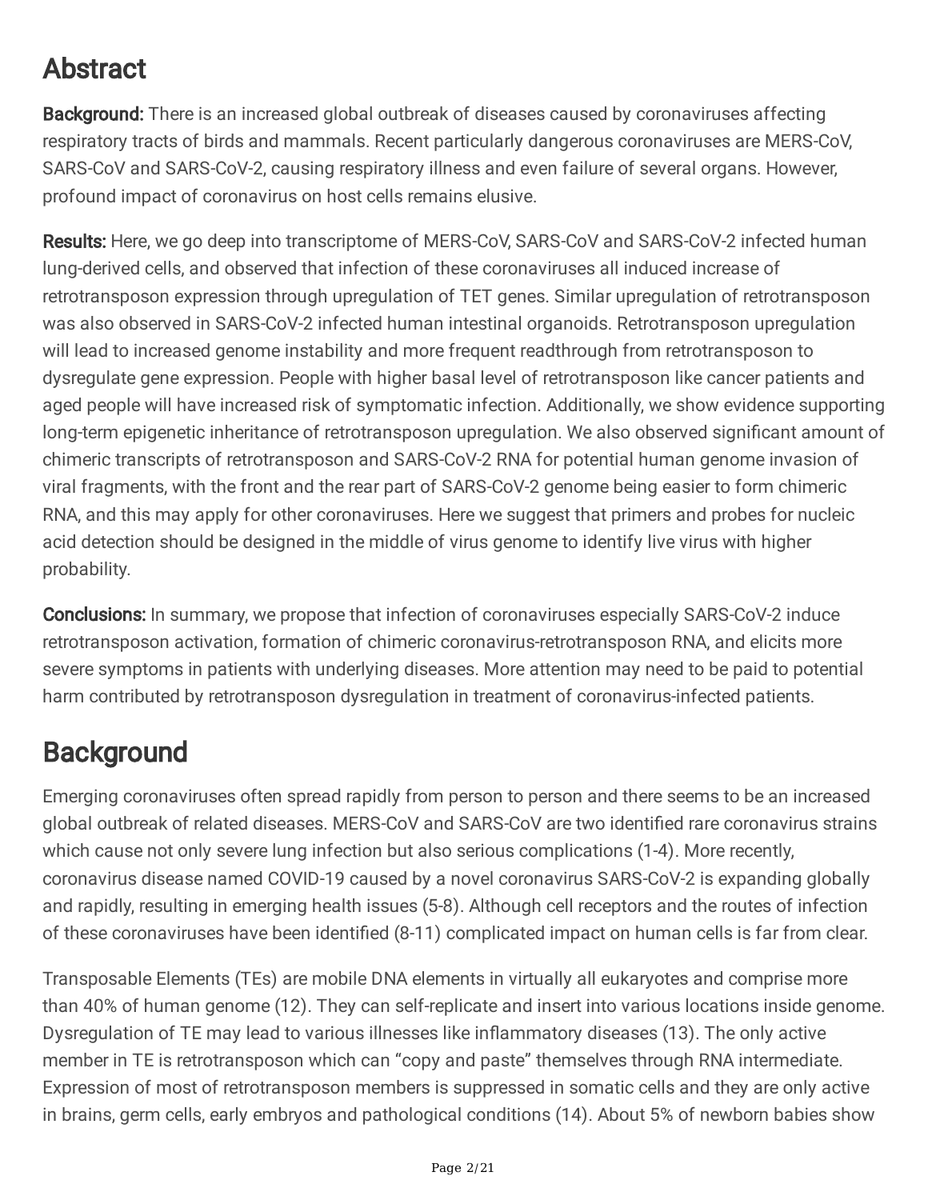# Abstract

**Background:** There is an increased global outbreak of diseases caused by coronaviruses affecting respiratory tracts of birds and mammals. Recent particularly dangerous coronaviruses are MERS-CoV, SARS-CoV and SARS-CoV-2, causing respiratory illness and even failure of several organs. However, profound impact of coronavirus on host cells remains elusive.

**Results:** Here, we go deep into transcriptome of MERS-CoV, SARS-CoV and SARS-CoV-2 infected human lung-derived cells, and observed that infection of these coronaviruses all induced increase of retrotransposon expression through upregulation of TET genes. Similar upregulation of retrotransposon was also observed in SARS-CoV-2 infected human intestinal organoids. Retrotransposon upregulation will lead to increased genome instability and more frequent readthrough from retrotransposon to dysregulate gene expression. People with higher basal level of retrotransposon like cancer patients and aged people will have increased risk of symptomatic infection. Additionally, we show evidence supporting long-term epigenetic inheritance of retrotransposon upregulation. We also observed significant amount of chimeric transcripts of retrotransposon and SARS-CoV-2 RNA for potential human genome invasion of viral fragments, with the front and the rear part of SARS-CoV-2 genome being easier to form chimeric RNA, and this may apply for other coronaviruses. Here we suggest that primers and probes for nucleic acid detection should be designed in the middle of virus genome to identify live virus with higher probability.

**Conclusions:** In summary, we propose that infection of coronaviruses especially SARS-CoV-2 induce retrotransposon activation, formation of chimeric coronavirus-retrotransposon RNA, and elicits more severe symptoms in patients with underlying diseases. More attention may need to be paid to potential harm contributed by retrotransposon dysregulation in treatment of coronavirus-infected patients.

# Background

Emerging coronaviruses often spread rapidly from person to person and there seems to be an increased global outbreak of related diseases. MERS-CoV and SARS-CoV are two identified rare coronavirus strains which cause not only severe lung infection but also serious complications (1-4). More recently, coronavirus disease named COVID-19 caused by a novel coronavirus SARS-CoV-2 is expanding globally and rapidly, resulting in emerging health issues (5-8). Although cell receptors and the routes of infection of these coronaviruses have been identified (8-11) complicated impact on human cells is far from clear.

Transposable Elements (TEs) are mobile DNA elements in virtually all eukaryotes and comprise more than 40% of human genome (12). They can self-replicate and insert into various locations inside genome. Dysregulation of TE may lead to various illnesses like inflammatory diseases (13). The only active member in TE is retrotransposon which can "copy and paste" themselves through RNA intermediate. Expression of most of retrotransposon members is suppressed in somatic cells and they are only active in brains, germ cells, early embryos and pathological conditions (14). About 5% of newborn babies show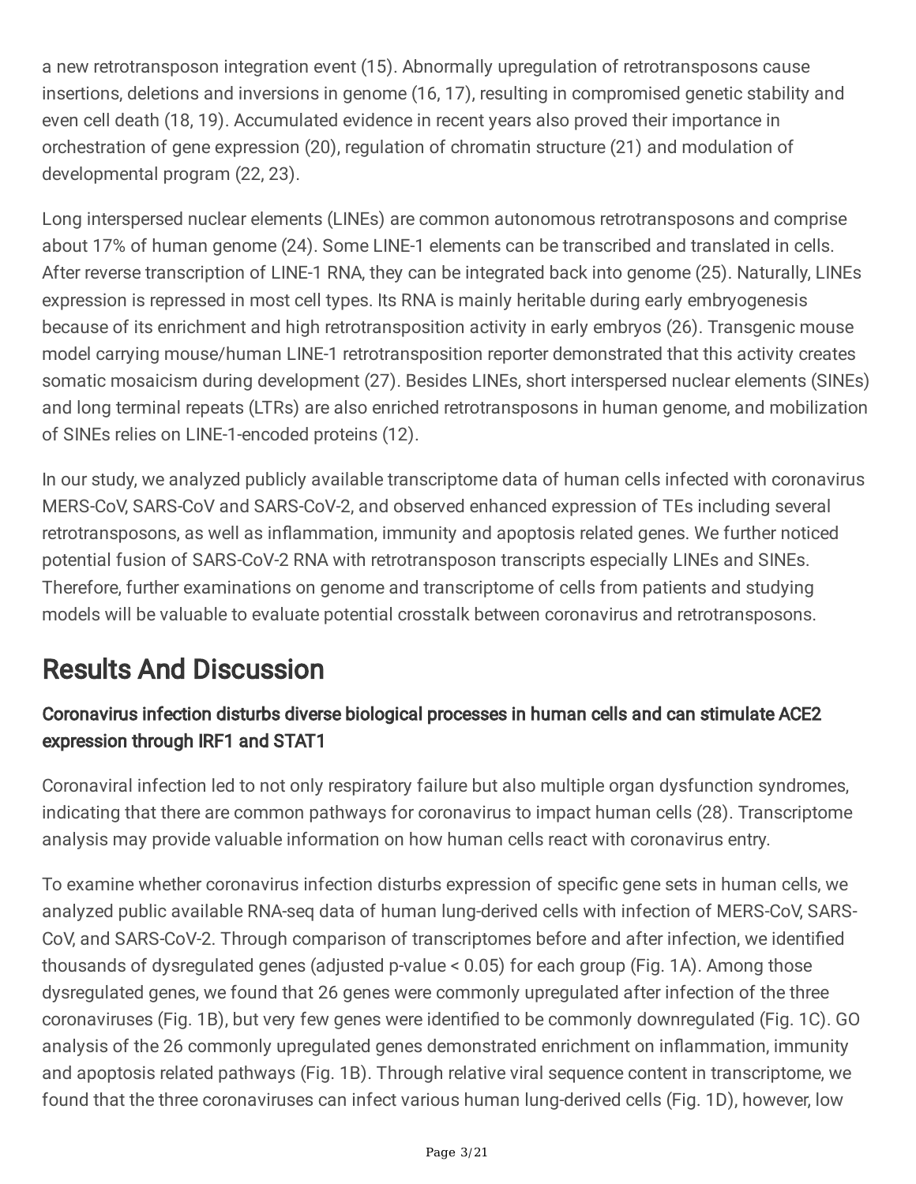a new retrotransposon integration event (15). Abnormally upregulation of retrotransposons cause insertions, deletions and inversions in genome (16, 17), resulting in compromised genetic stability and even cell death (18, 19). Accumulated evidence in recent years also proved their importance in orchestration of gene expression (20), regulation of chromatin structure (21) and modulation of developmental program (22, 23).

Long interspersed nuclear elements (LINEs) are common autonomous retrotransposons and comprise about 17% of human genome (24). Some LINE-1 elements can be transcribed and translated in cells. After reverse transcription of LINE-1 RNA, they can be integrated back into genome (25). Naturally, LINEs expression is repressed in most cell types. Its RNA is mainly heritable during early embryogenesis because of its enrichment and high retrotransposition activity in early embryos (26). Transgenic mouse model carrying mouse/human LINE-1 retrotransposition reporter demonstrated that this activity creates somatic mosaicism during development (27). Besides LINEs, short interspersed nuclear elements (SINEs) and long terminal repeats (LTRs) are also enriched retrotransposons in human genome, and mobilization of SINEs relies on LINE-1-encoded proteins (12).

In our study, we analyzed publicly available transcriptome data of human cells infected with coronavirus MERS-CoV, SARS-CoV and SARS-CoV-2, and observed enhanced expression of TEs including several retrotransposons, as well as inflammation, immunity and apoptosis related genes. We further noticed potential fusion of SARS-CoV-2 RNA with retrotransposon transcripts especially LINEs and SINEs. Therefore, further examinations on genome and transcriptome of cells from patients and studying models will be valuable to evaluate potential crosstalk between coronavirus and retrotransposons.

# Results And Discussion

### Coronavirus infection disturbs diverse biological processes in human cells and can stimulate ACE2 expression through IRF1 and STAT1

Coronaviral infection led to not only respiratory failure but also multiple organ dysfunction syndromes, indicating that there are common pathways for coronavirus to impact human cells (28). Transcriptome analysis may provide valuable information on how human cells react with coronavirus entry.

To examine whether coronavirus infection disturbs expression of specific gene sets in human cells, we analyzed public available RNA-seq data of human lung-derived cells with infection of MERS-CoV, SARS-CoV, and SARS-CoV-2. Through comparison of transcriptomes before and after infection, we identified thousands of dysregulated genes (adjusted p-value $< 0.05$) for each group (Fig. 1A). Among those dysregulated genes, we found that 26 genes were commonly upregulated after infection of the three coronaviruses (Fig. 1B), but very few genes were identified to be commonly downregulated (Fig. 1C). GO analysis of the 26 commonly upregulated genes demonstrated enrichment on inflammation, immunity and apoptosis related pathways (Fig. 1B). Through relative viral sequence content in transcriptome, we found that the three coronaviruses can infect various human lung-derived cells (Fig. 1D), however, low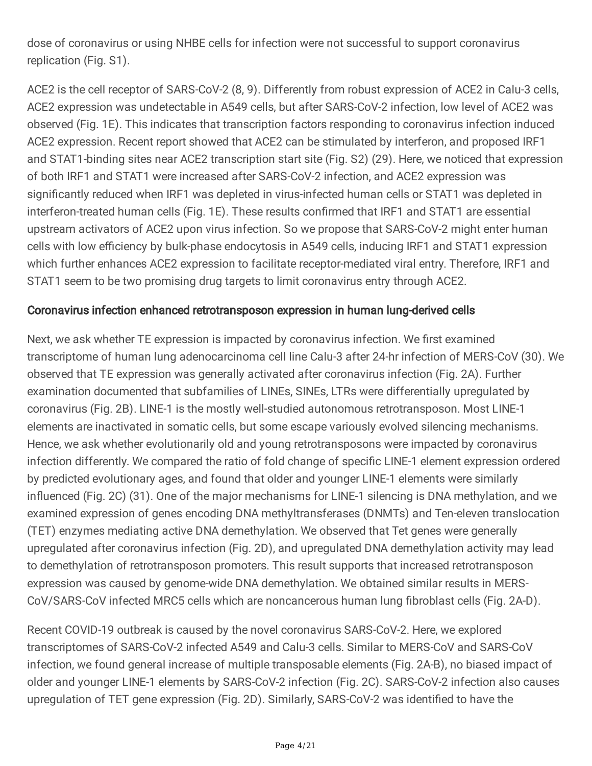dose of coronavirus or using NHBE cells for infection were not successful to support coronavirus replication (Fig. S1).

ACE2 is the cell receptor of SARS-CoV-2 (8, 9). Differently from robust expression of ACE2 in Calu-3 cells, ACE2 expression was undetectable in A549 cells, but after SARS-CoV-2 infection, low level of ACE2 was observed (Fig. 1E). This indicates that transcription factors responding to coronavirus infection induced ACE2 expression. Recent report showed that ACE2 can be stimulated by interferon, and proposed IRF1 and STAT1-binding sites near ACE2 transcription start site (Fig. S2) (29). Here, we noticed that expression of both IRF1 and STAT1 were increased after SARS-CoV-2 infection, and ACE2 expression was significantly reduced when IRF1 was depleted in virus-infected human cells or STAT1 was depleted in interferon-treated human cells (Fig. 1E). These results confirmed that IRF1 and STAT1 are essential upstream activators of ACE2 upon virus infection. So we propose that SARS-CoV-2 might enter human cells with low efficiency by bulk-phase endocytosis in A549 cells, inducing IRF1 and STAT1 expression which further enhances ACE2 expression to facilitate receptor-mediated viral entry. Therefore, IRF1 and STAT1 seem to be two promising drug targets to limit coronavirus entry through ACE2.

### Coronavirus infection enhanced retrotransposon expression in human lung-derived cells

Next, we ask whether TE expression is impacted by coronavirus infection. We first examined transcriptome of human lung adenocarcinoma cell line Calu-3 after 24-hr infection of MERS-CoV (30). We observed that TE expression was generally activated after coronavirus infection (Fig. 2A). Further examination documented that subfamilies of LINEs, SINEs, LTRs were differentially upregulated by coronavirus (Fig. 2B). LINE-1 is the mostly well-studied autonomous retrotransposon. Most LINE-1 elements are inactivated in somatic cells, but some escape variously evolved silencing mechanisms. Hence, we ask whether evolutionarily old and young retrotransposons were impacted by coronavirus infection differently. We compared the ratio of fold change of specific LINE-1 element expression ordered by predicted evolutionary ages, and found that older and younger LINE-1 elements were similarly influenced (Fig. 2C) (31). One of the major mechanisms for LINE-1 silencing is DNA methylation, and we examined expression of genes encoding DNA methyltransferases (DNMTs) and Ten-eleven translocation (TET) enzymes mediating active DNA demethylation. We observed that Tet genes were generally upregulated after coronavirus infection (Fig. 2D), and upregulated DNA demethylation activity may lead to demethylation of retrotransposon promoters. This result supports that increased retrotransposon expression was caused by genome-wide DNA demethylation. We obtained similar results in MERS-CoV/SARS-CoV infected MRC5 cells which are noncancerous human lung fibroblast cells (Fig. 2A-D).

Recent COVID-19 outbreak is caused by the novel coronavirus SARS-CoV-2. Here, we explored transcriptomes of SARS-CoV-2 infected A549 and Calu-3 cells. Similar to MERS-CoV and SARS-CoV infection, we found general increase of multiple transposable elements (Fig. 2A-B), no biased impact of older and younger LINE-1 elements by SARS-CoV-2 infection (Fig. 2C). SARS-CoV-2 infection also causes upregulation of TET gene expression (Fig. 2D). Similarly, SARS-CoV-2 was identified to have the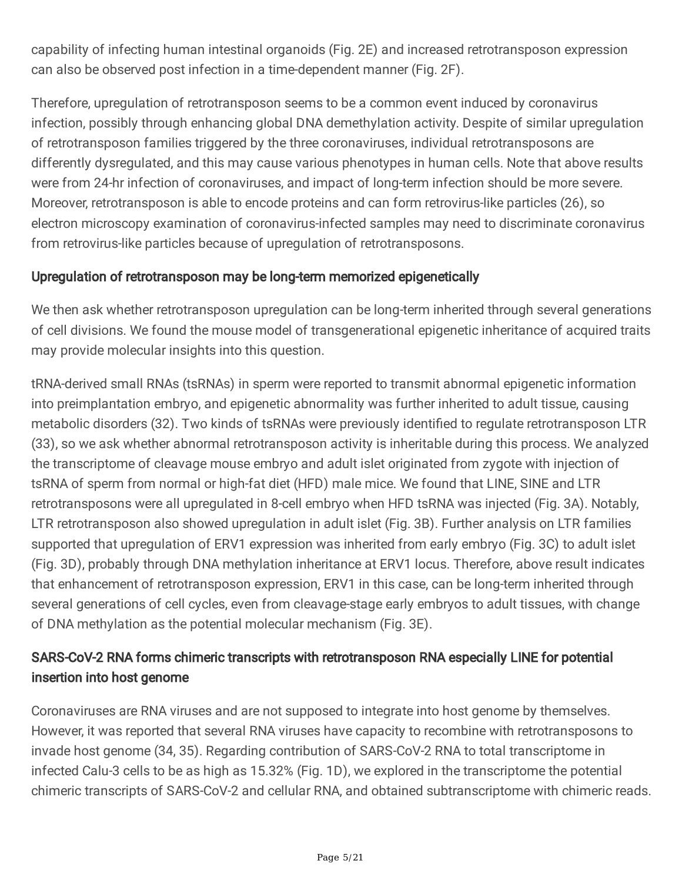capability of infecting human intestinal organoids (Fig. 2E) and increased retrotransposon expression can also be observed post infection in a time-dependent manner (Fig. 2F).

Therefore, upregulation of retrotransposon seems to be a common event induced by coronavirus infection, possibly through enhancing global DNA demethylation activity. Despite of similar upregulation of retrotransposon families triggered by the three coronaviruses, individual retrotransposons are differently dysregulated, and this may cause various phenotypes in human cells. Note that above results were from 24-hr infection of coronaviruses, and impact of long-term infection should be more severe. Moreover, retrotransposon is able to encode proteins and can form retrovirus-like particles (26), so electron microscopy examination of coronavirus-infected samples may need to discriminate coronavirus from retrovirus-like particles because of upregulation of retrotransposons.

## Upregulation of retrotransposon may be long-term memorized epigenetically

We then ask whether retrotransposon upregulation can be long-term inherited through several generations of cell divisions. We found the mouse model of transgenerational epigenetic inheritance of acquired traits may provide molecular insights into this question.

tRNA-derived small RNAs (tsRNAs) in sperm were reported to transmit abnormal epigenetic information into preimplantation embryo, and epigenetic abnormality was further inherited to adult tissue, causing metabolic disorders (32). Two kinds of tsRNAs were previously identified to regulate retrotransposon LTR (33), so we ask whether abnormal retrotransposon activity is inheritable during this process. We analyzed the transcriptome of cleavage mouse embryo and adult islet originated from zygote with injection of tsRNA of sperm from normal or high-fat diet (HFD) male mice. We found that LINE, SINE and LTR retrotransposons were all upregulated in 8-cell embryo when HFD tsRNA was injected (Fig. 3A). Notably, LTR retrotransposon also showed upregulation in adult islet (Fig. 3B). Further analysis on LTR families supported that upregulation of ERV1 expression was inherited from early embryo (Fig. 3C) to adult islet (Fig. 3D), probably through DNA methylation inheritance at ERV1 locus. Therefore, above result indicates that enhancement of retrotransposon expression, ERV1 in this case, can be long-term inherited through several generations of cell cycles, even from cleavage-stage early embryos to adult tissues, with change of DNA methylation as the potential molecular mechanism (Fig. 3E).

## SARS-CoV-2 RNA forms chimeric transcripts with retrotransposon RNA especially LINE for potential insertion into host genome

Coronaviruses are RNA viruses and are not supposed to integrate into host genome by themselves. However, it was reported that several RNA viruses have capacity to recombine with retrotransposons to invade host genome (34, 35). Regarding contribution of SARS-CoV-2 RNA to total transcriptome in infected Calu-3 cells to be as high as 15.32% (Fig. 1D), we explored in the transcriptome the potential chimeric transcripts of SARS-CoV-2 and cellular RNA, and obtained subtranscriptome with chimeric reads.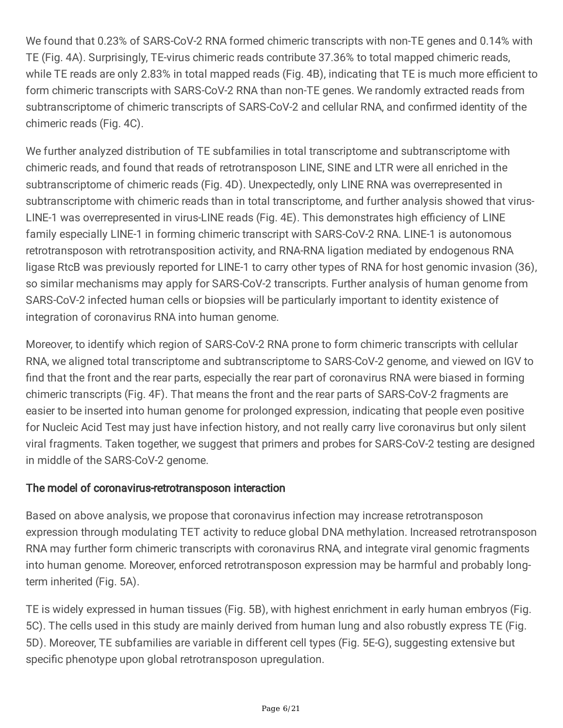We found that 0.23% of SARS-CoV-2 RNA formed chimeric transcripts with non-TE genes and 0.14% with TE (Fig. 4A). Surprisingly, TE-virus chimeric reads contribute 37.36% to total mapped chimeric reads, while TE reads are only 2.83% in total mapped reads (Fig. 4B), indicating that TE is much more efficient to form chimeric transcripts with SARS-CoV-2 RNA than non-TE genes. We randomly extracted reads from subtranscriptome of chimeric transcripts of SARS-CoV-2 and cellular RNA, and confirmed identity of the chimeric reads (Fig. 4C).

We further analyzed distribution of TE subfamilies in total transcriptome and subtranscriptome with chimeric reads, and found that reads of retrotransposon LINE, SINE and LTR were all enriched in the subtranscriptome of chimeric reads (Fig. 4D). Unexpectedly, only LINE RNA was overrepresented in subtranscriptome with chimeric reads than in total transcriptome, and further analysis showed that virus-LINE-1 was overrepresented in virus-LINE reads (Fig. 4E). This demonstrates high efficiency of LINE family especially LINE-1 in forming chimeric transcript with SARS-CoV-2 RNA. LINE-1 is autonomous retrotransposon with retrotransposition activity, and RNA-RNA ligation mediated by endogenous RNA ligase RtcB was previously reported for LINE-1 to carry other types of RNA for host genomic invasion (36), so similar mechanisms may apply for SARS-CoV-2 transcripts. Further analysis of human genome from SARS-CoV-2 infected human cells or biopsies will be particularly important to identity existence of integration of coronavirus RNA into human genome.

Moreover, to identify which region of SARS-CoV-2 RNA prone to form chimeric transcripts with cellular RNA, we aligned total transcriptome and subtranscriptome to SARS-CoV-2 genome, and viewed on IGV to find that the front and the rear parts, especially the rear part of coronavirus RNA were biased in forming chimeric transcripts (Fig. 4F). That means the front and the rear parts of SARS-CoV-2 fragments are easier to be inserted into human genome for prolonged expression, indicating that people even positive for Nucleic Acid Test may just have infection history, and not really carry live coronavirus but only silent viral fragments. Taken together, we suggest that primers and probes for SARS-CoV-2 testing are designed in middle of the SARS-CoV-2 genome.

## The model of coronavirus-retrotransposon interaction

Based on above analysis, we propose that coronavirus infection may increase retrotransposon expression through modulating TET activity to reduce global DNA methylation. Increased retrotransposon RNA may further form chimeric transcripts with coronavirus RNA, and integrate viral genomic fragments into human genome. Moreover, enforced retrotransposon expression may be harmful and probably long-term inherited (Fig. 5A).

TE is widely expressed in human tissues (Fig. 5B), with highest enrichment in early human embryos (Fig. 5C). The cells used in this study are mainly derived from human lung and also robustly express TE (Fig. 5D). Moreover, TE subfamilies are variable in different cell types (Fig. 5E-G), suggesting extensive but specific phenotype upon global retrotransposon upregulation.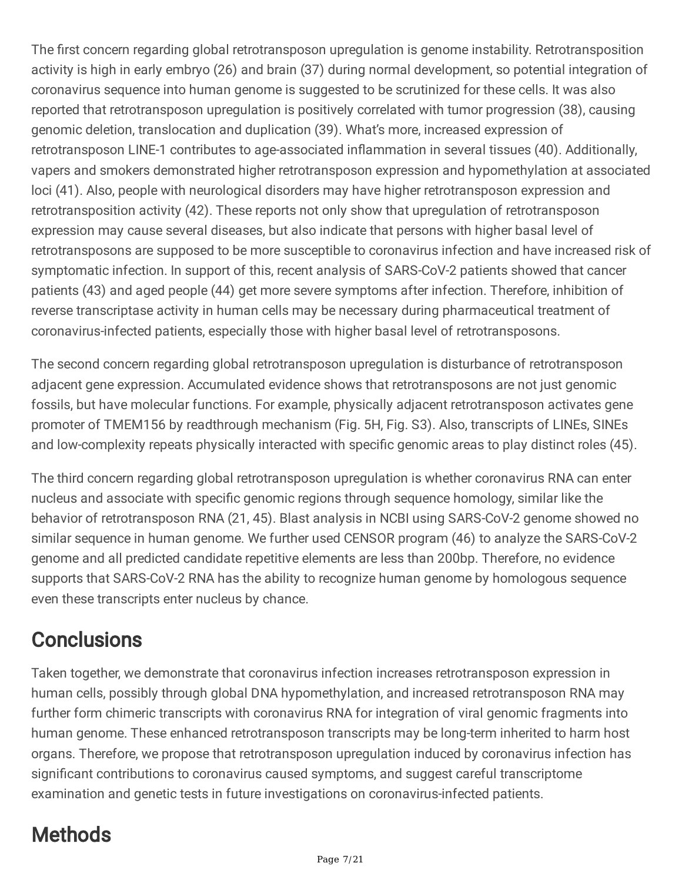The first concern regarding global retrotransposon upregulation is genome instability. Retrotransposition activity is high in early embryo (26) and brain (37) during normal development, so potential integration of coronavirus sequence into human genome is suggested to be scrutinized for these cells. It was also reported that retrotransposon upregulation is positively correlated with tumor progression (38), causing genomic deletion, translocation and duplication (39). What's more, increased expression of retrotransposon LINE-1 contributes to age-associated inflammation in several tissues (40). Additionally, vapers and smokers demonstrated higher retrotransposon expression and hypomethylation at associated loci (41). Also, people with neurological disorders may have higher retrotransposon expression and retrotransposition activity (42). These reports not only show that upregulation of retrotransposon expression may cause several diseases, but also indicate that persons with higher basal level of retrotransposons are supposed to be more susceptible to coronavirus infection and have increased risk of symptomatic infection. In support of this, recent analysis of SARS-CoV-2 patients showed that cancer patients (43) and aged people (44) get more severe symptoms after infection. Therefore, inhibition of reverse transcriptase activity in human cells may be necessary during pharmaceutical treatment of coronavirus-infected patients, especially those with higher basal level of retrotransposons.

The second concern regarding global retrotransposon upregulation is disturbance of retrotransposon adjacent gene expression. Accumulated evidence shows that retrotransposons are not just genomic fossils, but have molecular functions. For example, physically adjacent retrotransposon activates gene promoter of TMEM156 by readthrough mechanism (Fig. 5H, Fig. S3). Also, transcripts of LINEs, SINEs and low-complexity repeats physically interacted with specific genomic areas to play distinct roles (45).

The third concern regarding global retrotransposon upregulation is whether coronavirus RNA can enter nucleus and associate with specific genomic regions through sequence homology, similar like the behavior of retrotransposon RNA (21, 45). Blast analysis in NCBI using SARS-CoV-2 genome showed no similar sequence in human genome. We further used CENSOR program (46) to analyze the SARS-CoV-2 genome and all predicted candidate repetitive elements are less than 200bp. Therefore, no evidence supports that SARS-CoV-2 RNA has the ability to recognize human genome by homologous sequence even these transcripts enter nucleus by chance.

# Conclusions

Taken together, we demonstrate that coronavirus infection increases retrotransposon expression in human cells, possibly through global DNA hypomethylation, and increased retrotransposon RNA may further form chimeric transcripts with coronavirus RNA for integration of viral genomic fragments into human genome. These enhanced retrotransposon transcripts may be long-term inherited to harm host organs. Therefore, we propose that retrotransposon upregulation induced by coronavirus infection has significant contributions to coronavirus caused symptoms, and suggest careful transcriptome examination and genetic tests in future investigations on coronavirus-infected patients.

# Methods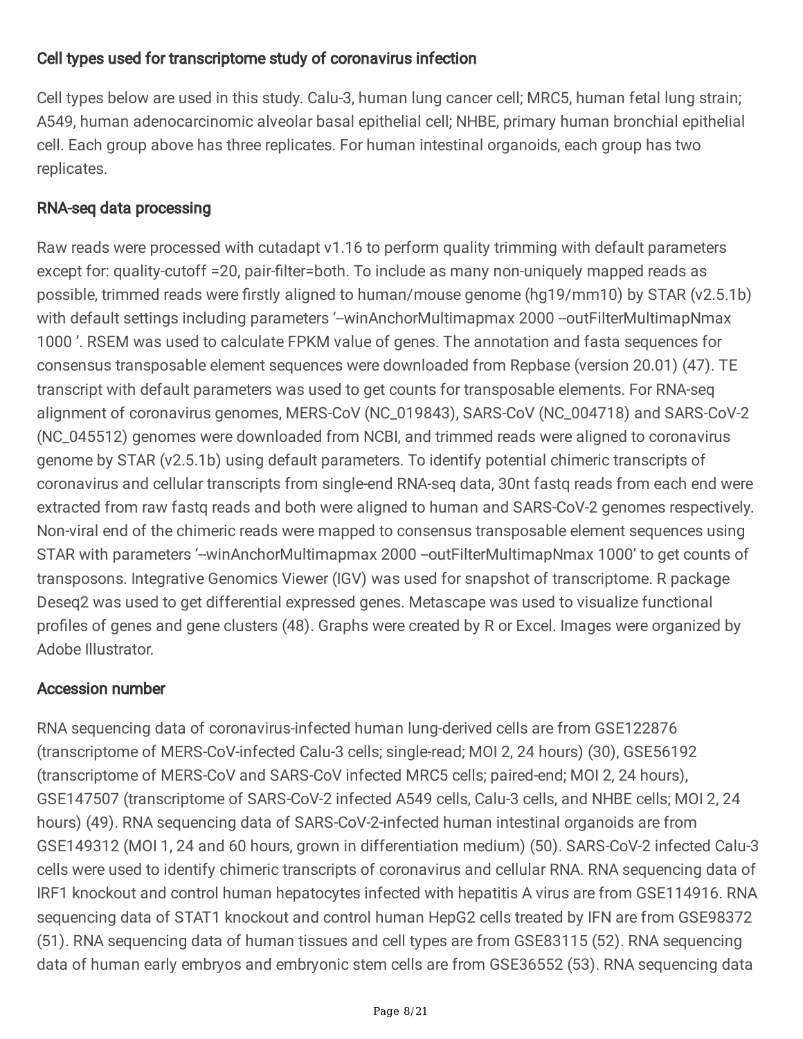### Cell types used for transcriptome study of coronavirus infection

Cell types below are used in this study. Calu-3, human lung cancer cell; MRC5, human fetal lung strain; A549, human adenocarcinomic alveolar basal epithelial cell; NHBE, primary human bronchial epithelial cell. Each group above has three replicates. For human intestinal organoids, each group has two replicates.

### RNA-seq data processing

Raw reads were processed with cutadapt v1.16 to perform quality trimming with default parameters except for: quality-cutoff =20, pair-filter=both. To include as many non-uniquely mapped reads as possible, trimmed reads were firstly aligned to human/mouse genome (hg19/mm10) by STAR (v2.5.1b) with default settings including parameters '–winAnchorMultimapmax 2000 –outFilterMultimapNmax 1000 '. RSEM was used to calculate FPKM value of genes. The annotation and fasta sequences for consensus transposable element sequences were downloaded from Repbase (version 20.01) (47). TE transcript with default parameters was used to get counts for transposable elements. For RNA-seq alignment of coronavirus genomes, MERS-CoV (NC_019843), SARS-CoV (NC_004718) and SARS-CoV-2 (NC_045512) genomes were downloaded from NCBI, and trimmed reads were aligned to coronavirus genome by STAR (v2.5.1b) using default parameters. To identify potential chimeric transcripts of coronavirus and cellular transcripts from single-end RNA-seq data, 30nt fastq reads from each end were extracted from raw fastq reads and both were aligned to human and SARS-CoV-2 genomes respectively. Non-viral end of the chimeric reads were mapped to consensus transposable element sequences using STAR with parameters '–winAnchorMultimapmax 2000 –outFilterMultimapNmax 1000' to get counts of transposons. Integrative Genomics Viewer (IGV) was used for snapshot of transcriptome. R package Deseq2 was used to get differential expressed genes. Metascape was used to visualize functional profiles of genes and gene clusters (48). Graphs were created by R or Excel. Images were organized by Adobe Illustrator.

### Accession number

RNA sequencing data of coronavirus-infected human lung-derived cells are from GSE122876 (transcriptome of MERS-CoV-infected Calu-3 cells; single-read; MOI 2, 24 hours) (30), GSE56192 (transcriptome of MERS-CoV and SARS-CoV infected MRC5 cells; paired-end; MOI 2, 24 hours), GSE147507 (transcriptome of SARS-CoV-2 infected A549 cells, Calu-3 cells, and NHBE cells; MOI 2, 24 hours) (49). RNA sequencing data of SARS-CoV-2-infected human intestinal organoids are from GSE149312 (MOI 1, 24 and 60 hours, grown in differentiation medium) (50). SARS-CoV-2 infected Calu-3 cells were used to identify chimeric transcripts of coronavirus and cellular RNA. RNA sequencing data of IRF1 knockout and control human hepatocytes infected with hepatitis A virus are from GSE114916. RNA sequencing data of STAT1 knockout and control human HepG2 cells treated by IFN are from GSE98372 (51). RNA sequencing data of human tissues and cell types are from GSE83115 (52). RNA sequencing data of human early embryos and embryonic stem cells are from GSE36552 (53). RNA sequencing data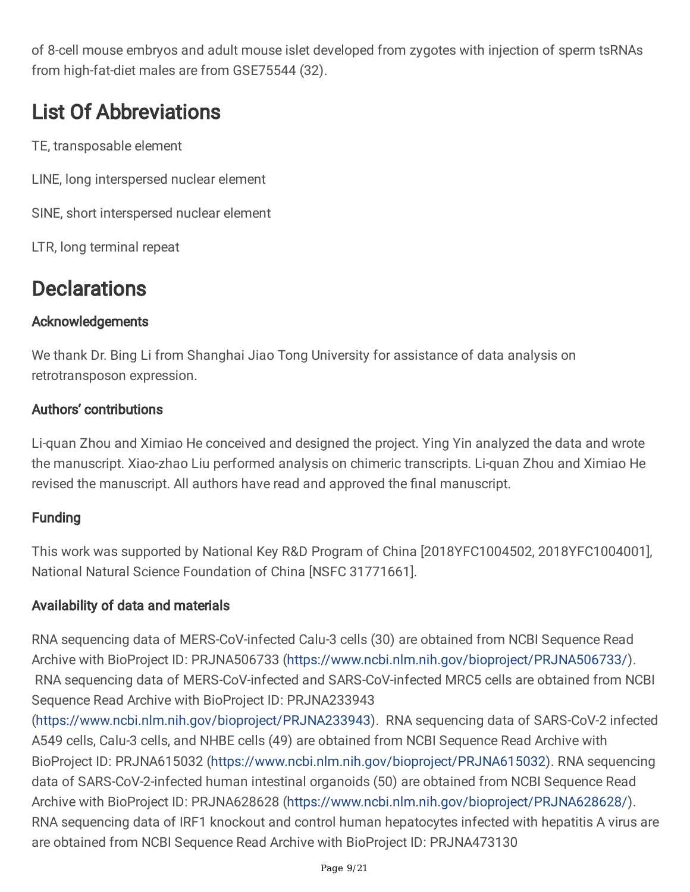of 8-cell mouse embryos and adult mouse islet developed from zygotes with injection of sperm tsRNAs from high-fat-diet males are from GSE75544 (32).

# List Of Abbreviations

TE, transposable element

LINE, long interspersed nuclear element

SINE, short interspersed nuclear element

LTR, long terminal repeat

# Declarations

### Acknowledgements

We thank Dr. Bing Li from Shanghai Jiao Tong University for assistance of data analysis on retrotransposon expression.

### Authors' contributions

Li-quan Zhou and Ximiao He conceived and designed the project. Ying Yin analyzed the data and wrote the manuscript. Xiao-zhao Liu performed analysis on chimeric transcripts. Li-quan Zhou and Ximiao He revised the manuscript. All authors have read and approved the final manuscript.

### Funding

This work was supported by National Key R&D Program of China [2018YFC1004502, 2018YFC1004001], National Natural Science Foundation of China [NSFC 31771661].

### Availability of data and materials

RNA sequencing data of MERS-CoV-infected Calu-3 cells (30) are obtained from NCBI Sequence Read Archive with BioProject ID: PRJNA506733 (https://www.ncbi.nlm.nih.gov/bioproject/PRJNA506733/). RNA sequencing data of MERS-CoV-infected and SARS-CoV-infected MRC5 cells are obtained from NCBI Sequence Read Archive with BioProject ID: PRJNA233943 (https://www.ncbi.nlm.nih.gov/bioproject/PRJNA233943). RNA sequencing data of SARS-CoV-2 infected A549 cells, Calu-3 cells, and NHBE cells (49) are obtained from NCBI Sequence Read Archive with BioProject ID: PRJNA615032 (https://www.ncbi.nlm.nih.gov/bioproject/PRJNA615032). RNA sequencing data of SARS-CoV-2-infected human intestinal organoids (50) are obtained from NCBI Sequence Read Archive with BioProject ID: PRJNA628628 (https://www.ncbi.nlm.nih.gov/bioproject/PRJNA628628/). RNA sequencing data of IRF1 knockout and control human hepatocytes infected with hepatitis A virus are are obtained from NCBI Sequence Read Archive with BioProject ID: PRJNA473130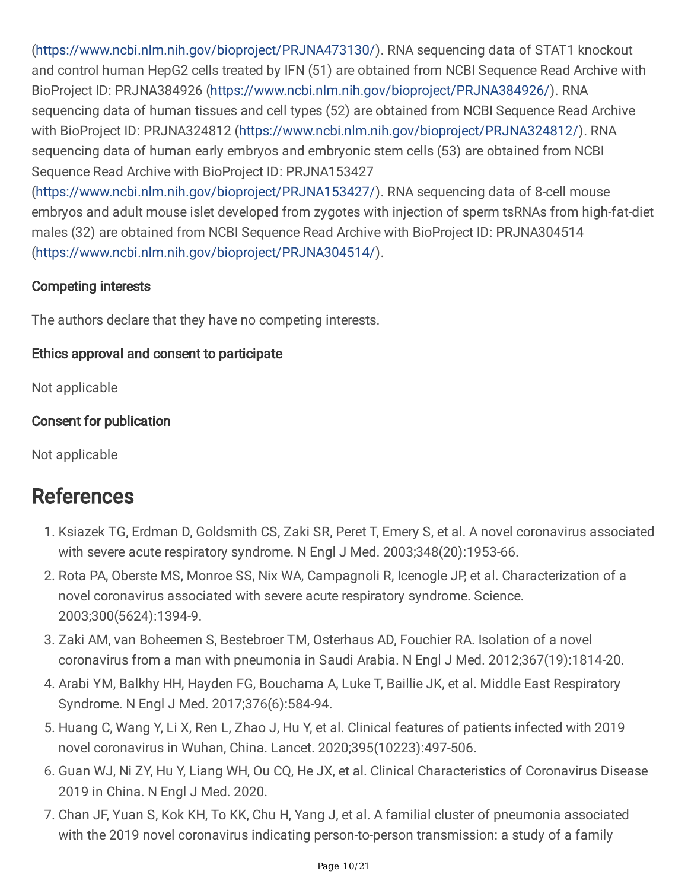(https://www.ncbi.nlm.nih.gov/bioproject/PRJNA473130/). RNA sequencing data of STAT1 knockout and control human HepG2 cells treated by IFN (51) are obtained from NCBI Sequence Read Archive with BioProject ID: PRJNA384926 (https://www.ncbi.nlm.nih.gov/bioproject/PRJNA384926/). RNA sequencing data of human tissues and cell types (52) are obtained from NCBI Sequence Read Archive with BioProject ID: PRJNA324812 (https://www.ncbi.nlm.nih.gov/bioproject/PRJNA324812/). RNA sequencing data of human early embryos and embryonic stem cells (53) are obtained from NCBI Sequence Read Archive with BioProject ID: PRJNA153427 (https://www.ncbi.nlm.nih.gov/bioproject/PRJNA153427/). RNA sequencing data of 8-cell mouse embryos and adult mouse islet developed from zygotes with injection of sperm tsRNAs from high-fat-diet males (32) are obtained from NCBI Sequence Read Archive with BioProject ID: PRJNA304514 (https://www.ncbi.nlm.nih.gov/bioproject/PRJNA304514/).

### Competing interests

The authors declare that they have no competing interests.

### Ethics approval and consent to participate

Not applicable

### Consent for publication

Not applicable

## References

1. Ksiazek TG, Erdman D, Goldsmith CS, Zaki SR, Peret T, Emery S, et al. A novel coronavirus associated with severe acute respiratory syndrome. N Engl J Med. 2003;348(20):1953-66.
2. Rota PA, Oberste MS, Monroe SS, Nix WA, Campagnoli R, Icenogle JP, et al. Characterization of a novel coronavirus associated with severe acute respiratory syndrome. Science. 2003;300(5624):1394-9.
3. Zaki AM, van Boheemen S, Bestebroer TM, Osterhaus AD, Fouchier RA. Isolation of a novel coronavirus from a man with pneumonia in Saudi Arabia. N Engl J Med. 2012;367(19):1814-20.
4. Arabi YM, Balkhy HH, Hayden FG, Bouchama A, Luke T, Baillie JK, et al. Middle East Respiratory Syndrome. N Engl J Med. 2017;376(6):584-94.
5. Huang C, Wang Y, Li X, Ren L, Zhao J, Hu Y, et al. Clinical features of patients infected with 2019 novel coronavirus in Wuhan, China. Lancet. 2020;395(10223):497-506.
6. Guan WJ, Ni ZY, Hu Y, Liang WH, Ou CQ, He JX, et al. Clinical Characteristics of Coronavirus Disease 2019 in China. N Engl J Med. 2020.
7. Chan JF, Yuan S, Kok KH, To KK, Chu H, Yang J, et al. A familial cluster of pneumonia associated with the 2019 novel coronavirus indicating person-to-person transmission: a study of a family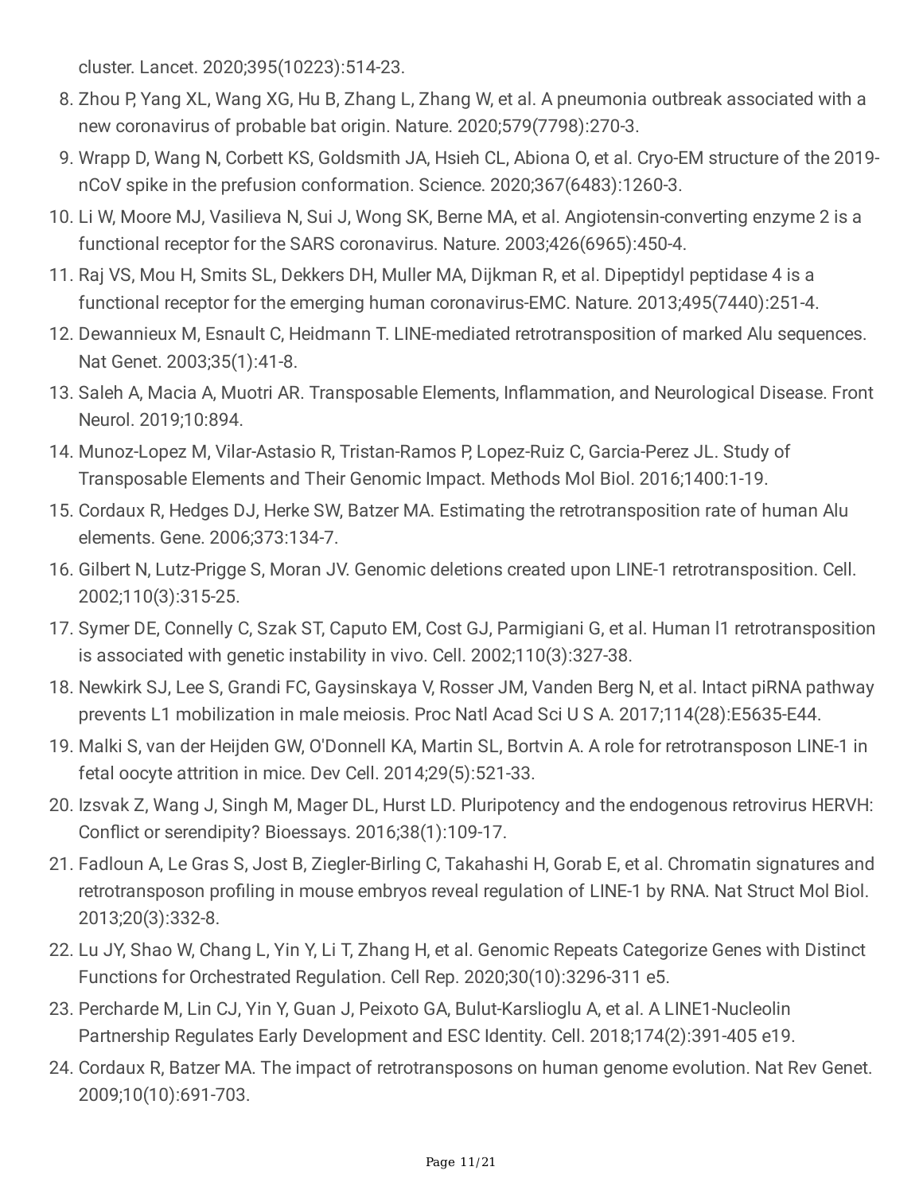cluster. Lancet. 2020;395(10223):514-23.

8. Zhou P, Yang XL, Wang XG, Hu B, Zhang L, Zhang W, et al. A pneumonia outbreak associated with a new coronavirus of probable bat origin. Nature. 2020;579(7798):270-3.
9. Wrapp D, Wang N, Corbett KS, Goldsmith JA, Hsieh CL, Abiona O, et al. Cryo-EM structure of the 2019-nCoV spike in the prefusion conformation. Science. 2020;367(6483):1260-3.
10. Li W, Moore MJ, Vasilieva N, Sui J, Wong SK, Berne MA, et al. Angiotensin-converting enzyme 2 is a functional receptor for the SARS coronavirus. Nature. 2003;426(6965):450-4.
11. Raj VS, Mou H, Smits SL, Dekkers DH, Muller MA, Dijkman R, et al. Dipeptidyl peptidase 4 is a functional receptor for the emerging human coronavirus-EMC. Nature. 2013;495(7440):251-4.
12. Dewannieux M, Esnault C, Heidmann T. LINE-mediated retrotransposition of marked Alu sequences. Nat Genet. 2003;35(1):41-8.
13. Saleh A, Macia A, Muotri AR. Transposable Elements, Inflammation, and Neurological Disease. Front Neurol. 2019;10:894.
14. Munoz-Lopez M, Vilar-Astasio R, Tristan-Ramos P, Lopez-Ruiz C, Garcia-Perez JL. Study of Transposable Elements and Their Genomic Impact. Methods Mol Biol. 2016;1400:1-19.
15. Cordaux R, Hedges DJ, Herke SW, Batzer MA. Estimating the retrotransposition rate of human Alu elements. Gene. 2006;373:134-7.
16. Gilbert N, Lutz-Prigge S, Moran JV. Genomic deletions created upon LINE-1 retrotransposition. Cell. 2002;110(3):315-25.
17. Symer DE, Connelly C, Szak ST, Caputo EM, Cost GJ, Parmigiani G, et al. Human l1 retrotransposition is associated with genetic instability in vivo. Cell. 2002;110(3):327-38.
18. Newkirk SJ, Lee S, Grandi FC, Gaysinskaya V, Rosser JM, Vanden Berg N, et al. Intact piRNA pathway prevents L1 mobilization in male meiosis. Proc Natl Acad Sci U S A. 2017;114(28):E5635-E44.
19. Malki S, van der Heijden GW, O'Donnell KA, Martin SL, Bortvin A. A role for retrotransposon LINE-1 in fetal oocyte attrition in mice. Dev Cell. 2014;29(5):521-33.
20. Izsvak Z, Wang J, Singh M, Mager DL, Hurst LD. Pluripotency and the endogenous retrovirus HERVH: Conflict or serendipity? Bioessays. 2016;38(1):109-17.
21. Fadloun A, Le Gras S, Jost B, Ziegler-Birling C, Takahashi H, Gorab E, et al. Chromatin signatures and retrotransposon profiling in mouse embryos reveal regulation of LINE-1 by RNA. Nat Struct Mol Biol. 2013;20(3):332-8.
22. Lu JY, Shao W, Chang L, Yin Y, Li T, Zhang H, et al. Genomic Repeats Categorize Genes with Distinct Functions for Orchestrated Regulation. Cell Rep. 2020;30(10):3296-311 e5.
23. Percharde M, Lin CJ, Yin Y, Guan J, Peixoto GA, Bulut-Karslioglu A, et al. A LINE1-Nucleolin Partnership Regulates Early Development and ESC Identity. Cell. 2018;174(2):391-405 e19.
24. Cordaux R, Batzer MA. The impact of retrotransposons on human genome evolution. Nat Rev Genet. 2009;10(10):691-703.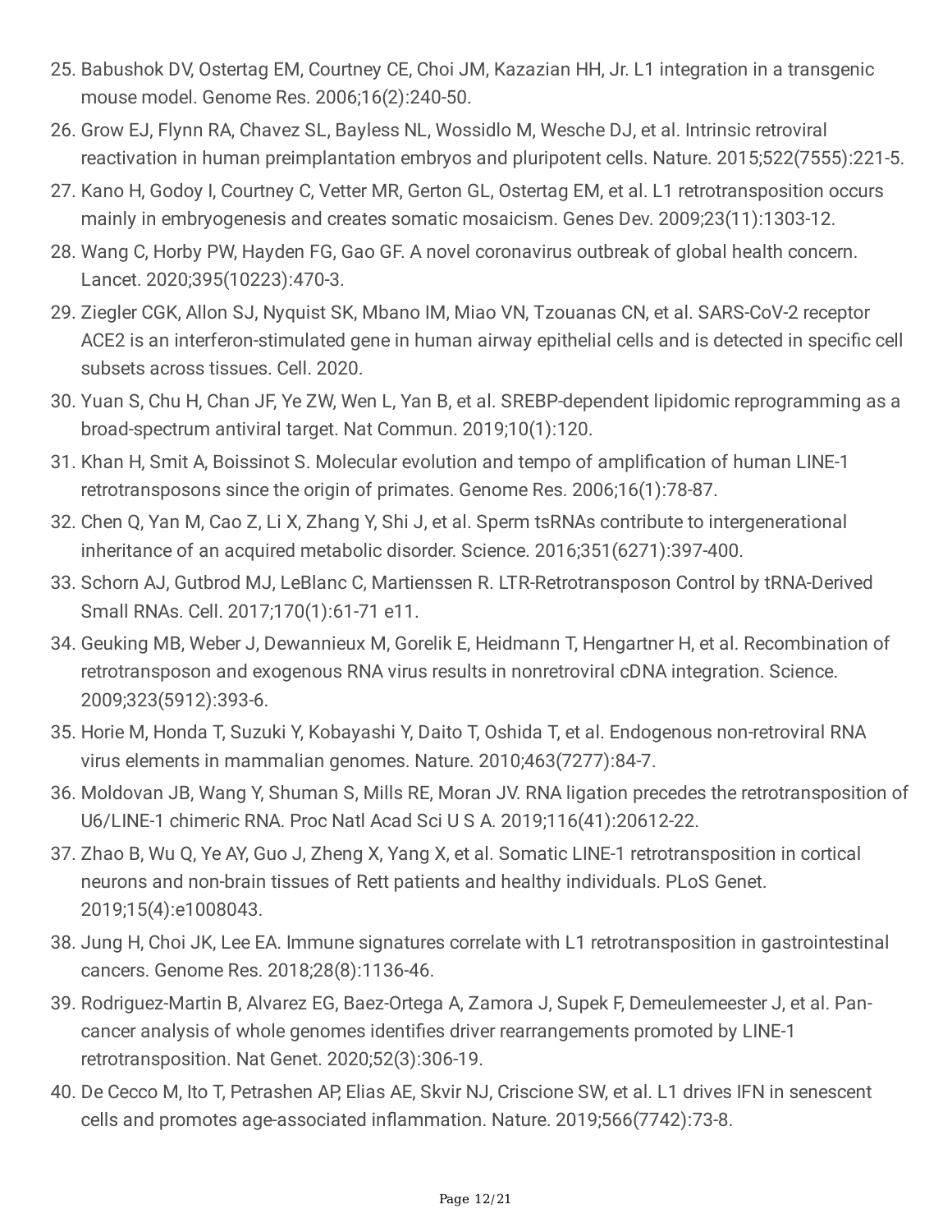25. Babushok DV, Ostertag EM, Courtney CE, Choi JM, Kazazian HH, Jr. L1 integration in a transgenic mouse model. Genome Res. 2006;16(2):240-50.
26. Grow EJ, Flynn RA, Chavez SL, Bayless NL, Wossidlo M, Wesche DJ, et al. Intrinsic retroviral reactivation in human preimplantation embryos and pluripotent cells. Nature. 2015;522(7555):221-5.
27. Kano H, Godoy I, Courtney C, Vetter MR, Gerton GL, Ostertag EM, et al. L1 retrotransposition occurs mainly in embryogenesis and creates somatic mosaicism. Genes Dev. 2009;23(11):1303-12.
28. Wang C, Horby PW, Hayden FG, Gao GF. A novel coronavirus outbreak of global health concern. Lancet. 2020;395(10223):470-3.
29. Ziegler CGK, Allon SJ, Nyquist SK, Mbano IM, Miao VN, Tzouanas CN, et al. SARS-CoV-2 receptor ACE2 is an interferon-stimulated gene in human airway epithelial cells and is detected in specific cell subsets across tissues. Cell. 2020.
30. Yuan S, Chu H, Chan JF, Ye ZW, Wen L, Yan B, et al. SREBP-dependent lipidomic reprogramming as a broad-spectrum antiviral target. Nat Commun. 2019;10(1):120.
31. Khan H, Smit A, Boissinot S. Molecular evolution and tempo of amplification of human LINE-1 retrotransposons since the origin of primates. Genome Res. 2006;16(1):78-87.
32. Chen Q, Yan M, Cao Z, Li X, Zhang Y, Shi J, et al. Sperm tsRNAs contribute to intergenerational inheritance of an acquired metabolic disorder. Science. 2016;351(6271):397-400.
33. Schorn AJ, Gutbrod MJ, LeBlanc C, Martienssen R. LTR-Retrotransposon Control by tRNA-Derived Small RNAs. Cell. 2017;170(1):61-71 e11.
34. Geuking MB, Weber J, Dewannieux M, Gorelik E, Heidmann T, Hengartner H, et al. Recombination of retrotransposon and exogenous RNA virus results in nonretroviral cDNA integration. Science. 2009;323(5912):393-6.
35. Horie M, Honda T, Suzuki Y, Kobayashi Y, Daito T, Oshida T, et al. Endogenous non-retroviral RNA virus elements in mammalian genomes. Nature. 2010;463(7277):84-7.
36. Moldovan JB, Wang Y, Shuman S, Mills RE, Moran JV. RNA ligation precedes the retrotransposition of U6/LINE-1 chimeric RNA. Proc Natl Acad Sci U S A. 2019;116(41):20612-22.
37. Zhao B, Wu Q, Ye AY, Guo J, Zheng X, Yang X, et al. Somatic LINE-1 retrotransposition in cortical neurons and non-brain tissues of Rett patients and healthy individuals. PLoS Genet. 2019;15(4):e1008043.
38. Jung H, Choi JK, Lee EA. Immune signatures correlate with L1 retrotransposition in gastrointestinal cancers. Genome Res. 2018;28(8):1136-46.
39. Rodriguez-Martin B, Alvarez EG, Baez-Ortega A, Zamora J, Supek F, Demeulemeester J, et al. Pan-cancer analysis of whole genomes identifies driver rearrangements promoted by LINE-1 retrotransposition. Nat Genet. 2020;52(3):306-19.
40. De Cecco M, Ito T, Petrashen AP, Elias AE, Skvir NJ, Criscione SW, et al. L1 drives IFN in senescent cells and promotes age-associated inflammation. Nature. 2019;566(7742):73-8.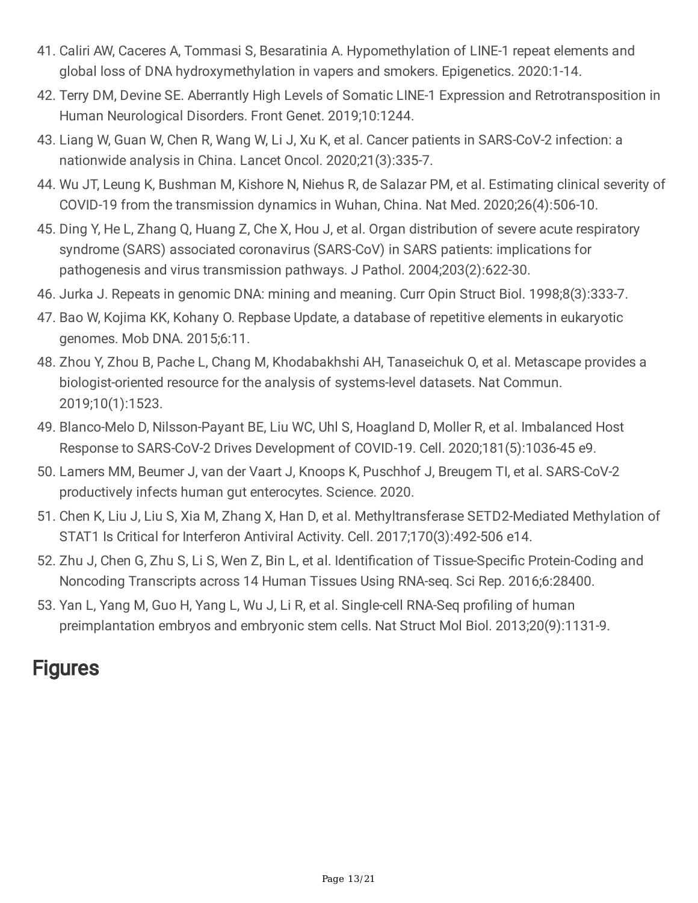41. Caliri AW, Caceres A, Tommasi S, Besaratinia A. Hypomethylation of LINE-1 repeat elements and global loss of DNA hydroxymethylation in vapers and smokers. Epigenetics. 2020:1-14.
42. Terry DM, Devine SE. Aberrantly High Levels of Somatic LINE-1 Expression and Retrotransposition in Human Neurological Disorders. Front Genet. 2019;10:1244.
43. Liang W, Guan W, Chen R, Wang W, Li J, Xu K, et al. Cancer patients in SARS-CoV-2 infection: a nationwide analysis in China. Lancet Oncol. 2020;21(3):335-7.
44. Wu JT, Leung K, Bushman M, Kishore N, Niehus R, de Salazar PM, et al. Estimating clinical severity of COVID-19 from the transmission dynamics in Wuhan, China. Nat Med. 2020;26(4):506-10.
45. Ding Y, He L, Zhang Q, Huang Z, Che X, Hou J, et al. Organ distribution of severe acute respiratory syndrome (SARS) associated coronavirus (SARS-CoV) in SARS patients: implications for pathogenesis and virus transmission pathways. J Pathol. 2004;203(2):622-30.
46. Jurka J. Repeats in genomic DNA: mining and meaning. Curr Opin Struct Biol. 1998;8(3):333-7.
47. Bao W, Kojima KK, Kohany O. Repbase Update, a database of repetitive elements in eukaryotic genomes. Mob DNA. 2015;6:11.
48. Zhou Y, Zhou B, Pache L, Chang M, Khodabakhshi AH, Tanaseichuk O, et al. Metascape provides a biologist-oriented resource for the analysis of systems-level datasets. Nat Commun. 2019;10(1):1523.
49. Blanco-Melo D, Nilsson-Payant BE, Liu WC, Uhl S, Hoagland D, Moller R, et al. Imbalanced Host Response to SARS-CoV-2 Drives Development of COVID-19. Cell. 2020;181(5):1036-45 e9.
50. Lamers MM, Beumer J, van der Vaart J, Knoops K, Puschhof J, Breugem TI, et al. SARS-CoV-2 productively infects human gut enterocytes. Science. 2020.
51. Chen K, Liu J, Liu S, Xia M, Zhang X, Han D, et al. Methyltransferase SETD2-Mediated Methylation of STAT1 Is Critical for Interferon Antiviral Activity. Cell. 2017;170(3):492-506 e14.
52. Zhu J, Chen G, Zhu S, Li S, Wen Z, Bin L, et al. Identification of Tissue-Specific Protein-Coding and Noncoding Transcripts across 14 Human Tissues Using RNA-seq. Sci Rep. 2016;6:28400.
53. Yan L, Yang M, Guo H, Yang L, Wu J, Li R, et al. Single-cell RNA-Seq profiling of human preimplantation embryos and embryonic stem cells. Nat Struct Mol Biol. 2013;20(9):1131-9.

# Figures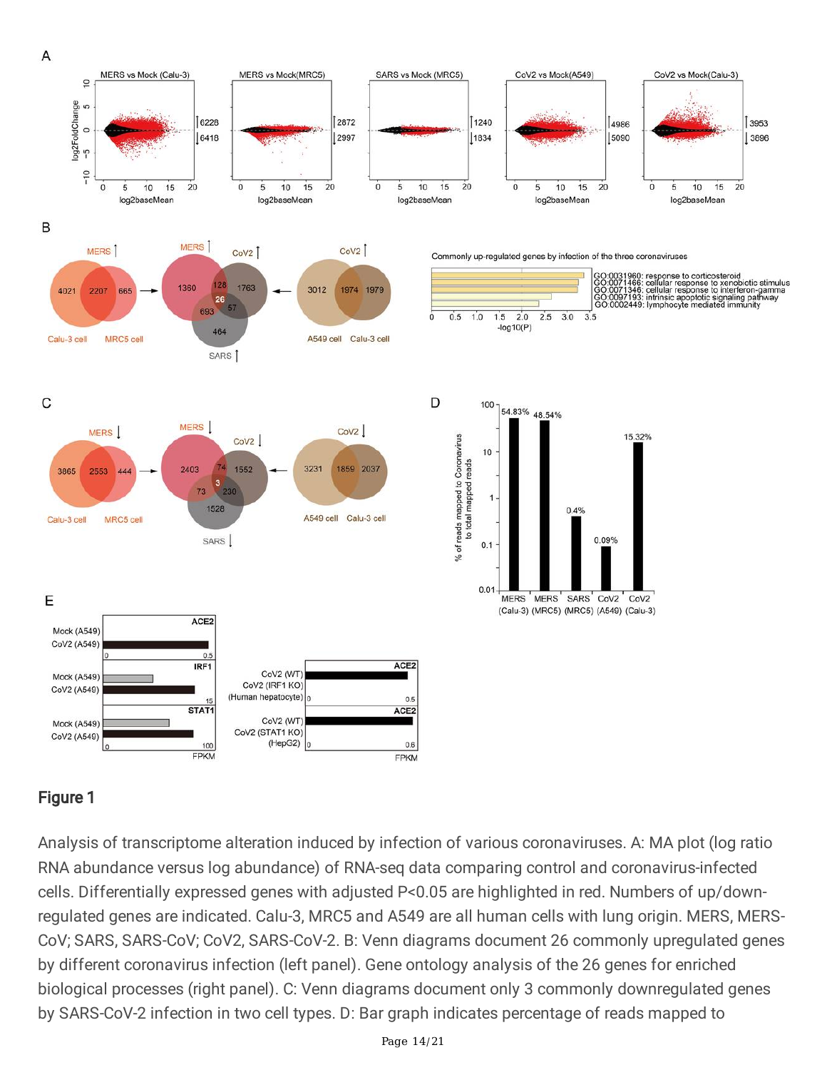**Figure 1**

Analysis of transcriptome alteration induced by infection of various coronaviruses. A: MA plot (log ratio RNA abundance versus log abundance) of RNA-seq data comparing control and coronavirus-infected cells. Differentially expressed genes with adjusted P<0.05 are highlighted in red. Numbers of up/down-regulated genes are indicated. Calu-3, MRC5 and A549 are all human cells with lung origin. MERS, MERS-CoV; SARS, SARS-CoV; CoV2, SARS-CoV-2. B: Venn diagrams document 26 commonly upregulated genes by different coronavirus infection (left panel). Gene ontology analysis of the 26 genes for enriched biological processes (right panel). C: Venn diagrams document only 3 commonly downregulated genes by SARS-CoV-2 infection in two cell types. D: Bar graph indicates percentage of reads mapped to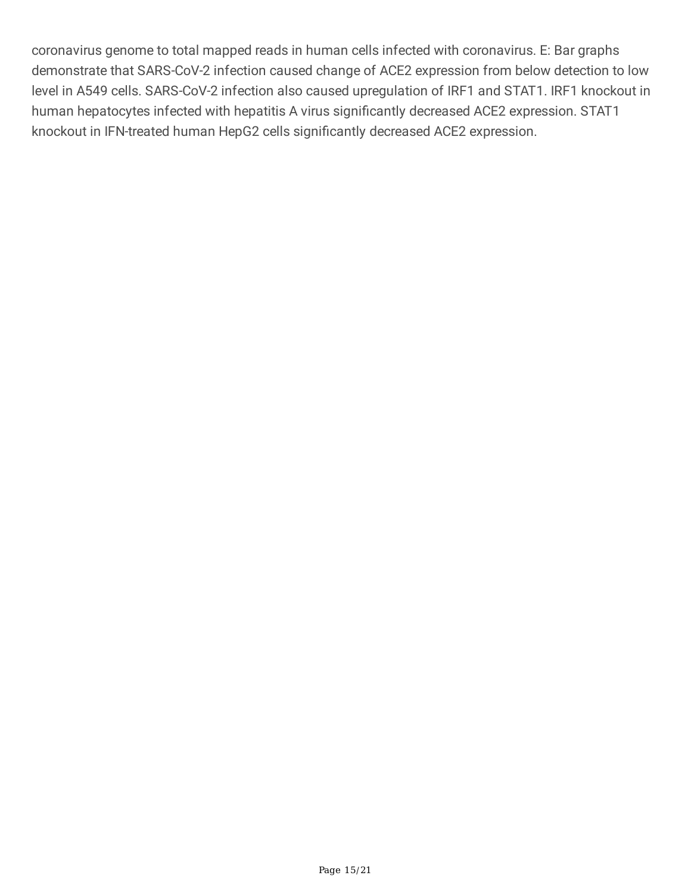coronavirus genome to total mapped reads in human cells infected with coronavirus. E: Bar graphs demonstrate that SARS-CoV-2 infection caused change of ACE2 expression from below detection to low level in A549 cells. SARS-CoV-2 infection also caused upregulation of IRF1 and STAT1. IRF1 knockout in human hepatocytes infected with hepatitis A virus significantly decreased ACE2 expression. STAT1 knockout in IFN-treated human HepG2 cells significantly decreased ACE2 expression.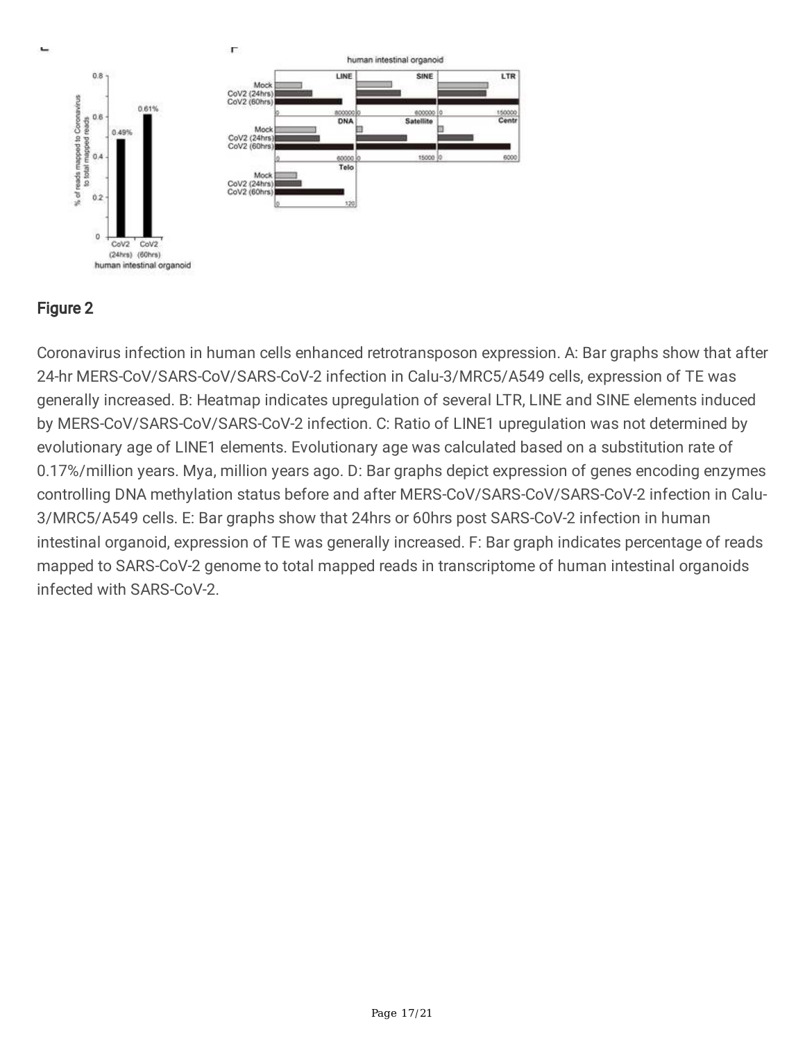## Figure 2

Coronavirus infection in human cells enhanced retrotransposon expression. A: Bar graphs show that after 24-hr MERS-CoV/SARS-CoV/SARS-CoV-2 infection in Calu-3/MRC5/A549 cells, expression of TE was generally increased. B: Heatmap indicates upregulation of several LTR, LINE and SINE elements induced by MERS-CoV/SARS-CoV/SARS-CoV-2 infection. C: Ratio of LINE1 upregulation was not determined by evolutionary age of LINE1 elements. Evolutionary age was calculated based on a substitution rate of 0.17%/million years. Mya, million years ago. D: Bar graphs depict expression of genes encoding enzymes controlling DNA methylation status before and after MERS-CoV/SARS-CoV/SARS-CoV-2 infection in Calu-3/MRC5/A549 cells. E: Bar graphs show that 24hrs or 60hrs post SARS-CoV-2 infection in human intestinal organoid, expression of TE was generally increased. F: Bar graph indicates percentage of reads mapped to SARS-CoV-2 genome to total mapped reads in transcriptome of human intestinal organoids infected with SARS-CoV-2.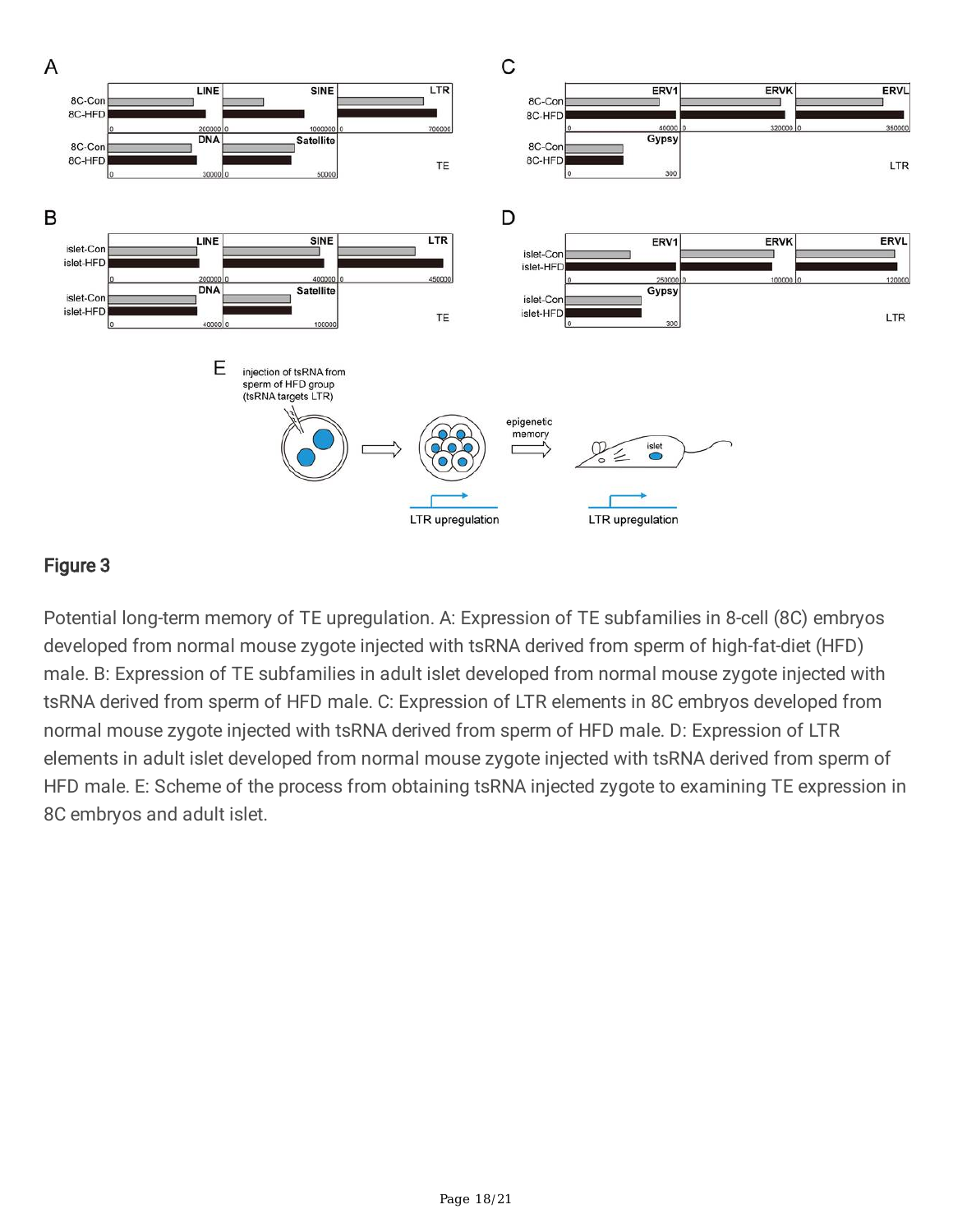## Figure 3

Potential long-term memory of TE upregulation. A: Expression of TE subfamilies in 8-cell (8C) embryos developed from normal mouse zygote injected with tsRNA derived from sperm of high-fat-diet (HFD) male. B: Expression of TE subfamilies in adult islet developed from normal mouse zygote injected with tsRNA derived from sperm of HFD male. C: Expression of LTR elements in 8C embryos developed from normal mouse zygote injected with tsRNA derived from sperm of HFD male. D: Expression of LTR elements in adult islet developed from normal mouse zygote injected with tsRNA derived from sperm of HFD male. E: Scheme of the process from obtaining tsRNA injected zygote to examining TE expression in 8C embryos and adult islet.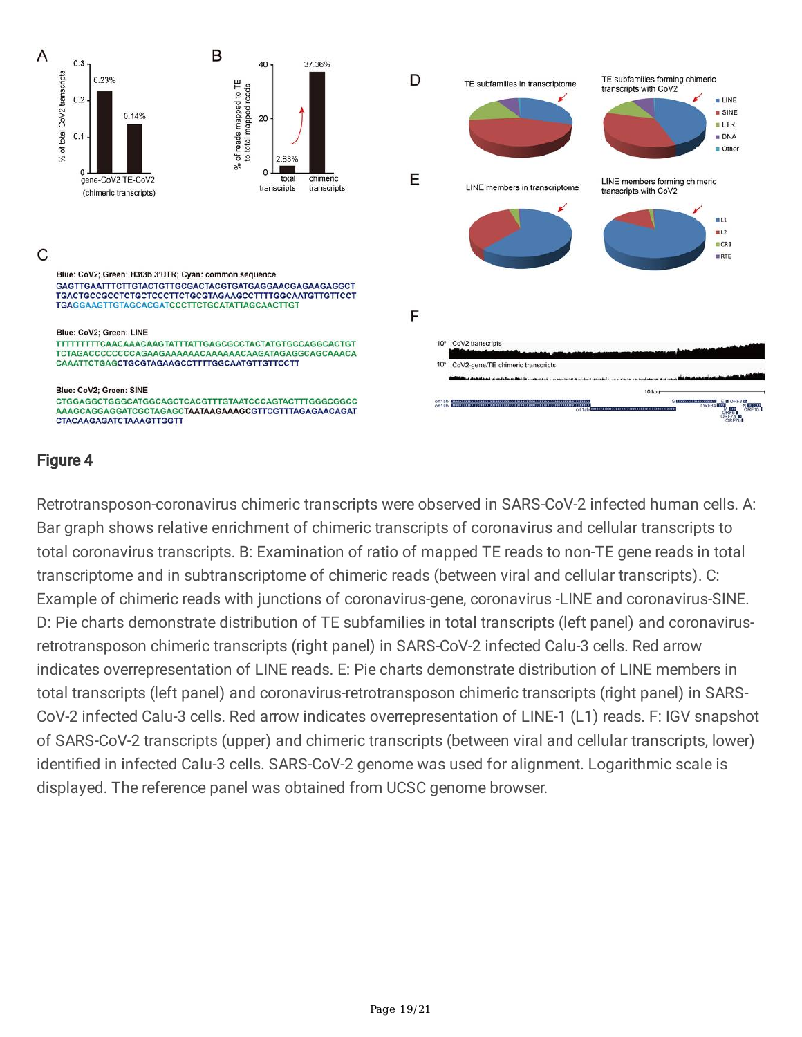## Figure 4

Retrotransposon-coronavirus chimeric transcripts were observed in SARS-CoV-2 infected human cells. A: Bar graph shows relative enrichment of chimeric transcripts of coronavirus and cellular transcripts to total coronavirus transcripts. B: Examination of ratio of mapped TE reads to non-TE gene reads in total transcriptome and in subtranscriptome of chimeric reads (between viral and cellular transcripts). C: Example of chimeric reads with junctions of coronavirus-gene, coronavirus -LINE and coronavirus-SINE. D: Pie charts demonstrate distribution of TE subfamilies in total transcripts (left panel) and coronavirus-retrotransposon chimeric transcripts (right panel) in SARS-CoV-2 infected Calu-3 cells. Red arrow indicates overrepresentation of LINE reads. E: Pie charts demonstrate distribution of LINE members in total transcripts (left panel) and coronavirus-retrotransposon chimeric transcripts (right panel) in SARS-CoV-2 infected Calu-3 cells. Red arrow indicates overrepresentation of LINE-1 (L1) reads. F: IGV snapshot of SARS-CoV-2 transcripts (upper) and chimeric transcripts (between viral and cellular transcripts, lower) identified in infected Calu-3 cells. SARS-CoV-2 genome was used for alignment. Logarithmic scale is displayed. The reference panel was obtained from UCSC genome browser.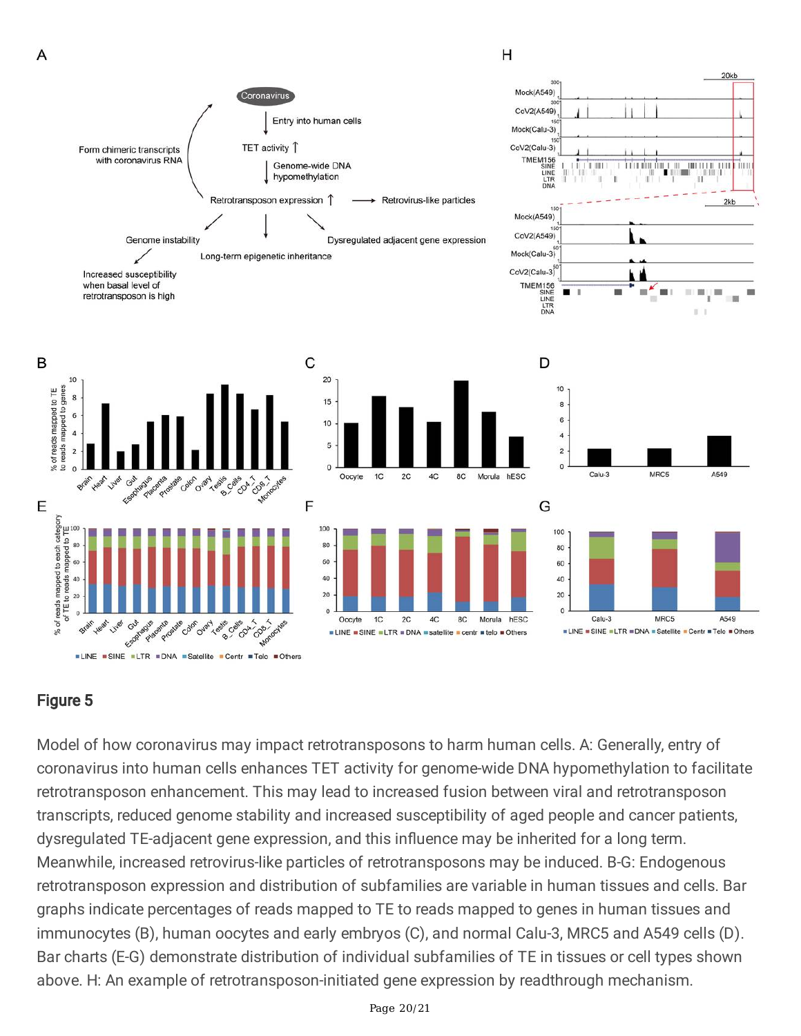## Figure 5

Model of how coronavirus may impact retrotransposons to harm human cells. A: Generally, entry of coronavirus into human cells enhances TET activity for genome-wide DNA hypomethylation to facilitate retrotransposon enhancement. This may lead to increased fusion between viral and retrotransposon transcripts, reduced genome stability and increased susceptibility of aged people and cancer patients, dysregulated TE-adjacent gene expression, and this influence may be inherited for a long term. Meanwhile, increased retrovirus-like particles of retrotransposons may be induced. B-G: Endogenous retrotransposon expression and distribution of subfamilies are variable in human tissues and cells. Bar graphs indicate percentages of reads mapped to TE to reads mapped to genes in human tissues and immunocytes (B), human oocytes and early embryos (C), and normal Calu-3, MRC5 and A549 cells (D). Bar charts (E-G) demonstrate distribution of individual subfamilies of TE in tissues or cell types shown above. H: An example of retrotransposon-initiated gene expression by readthrough mechanism.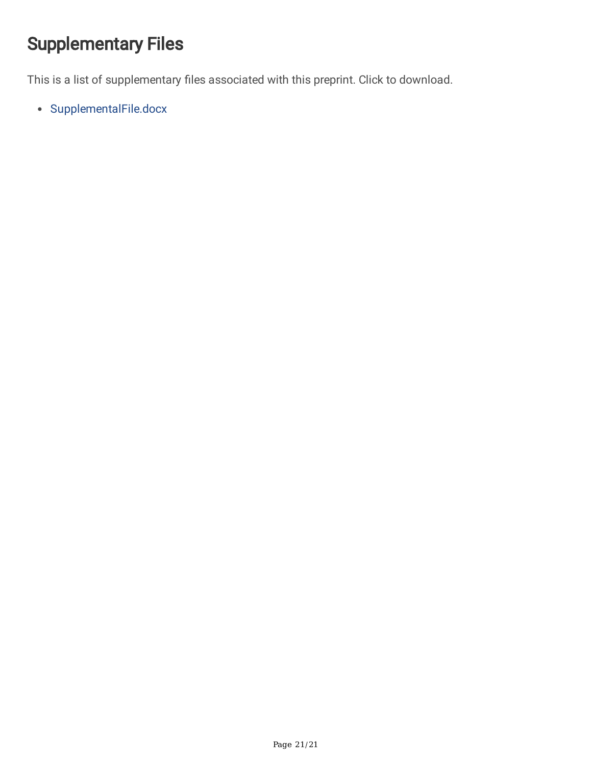# Supplementary Files

This is a list of supplementary files associated with this preprint. Click to download.

- SupplementalFile.docx